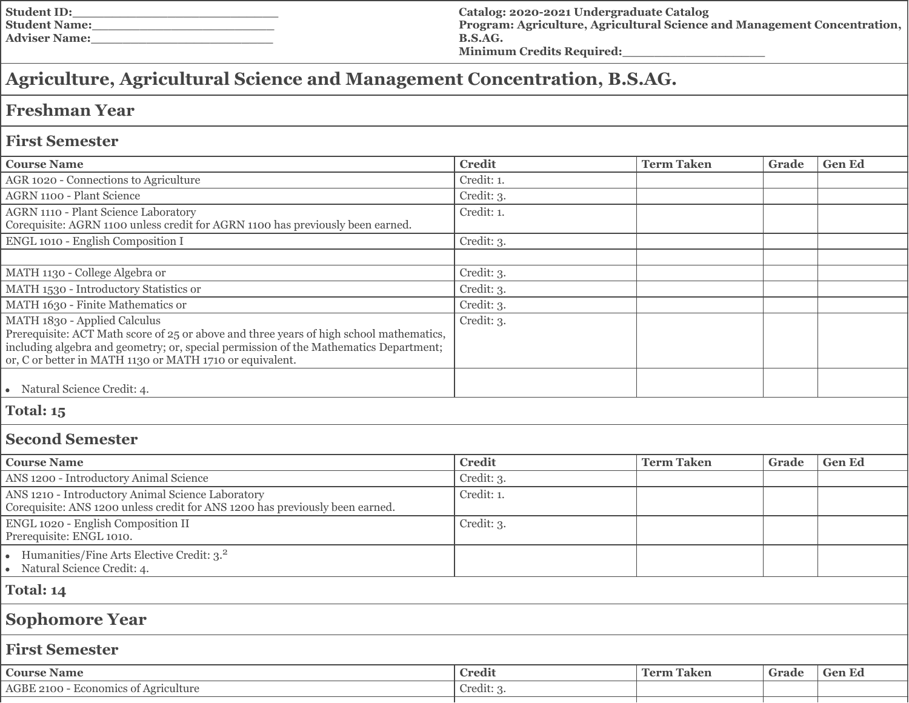**Student ID:**_________________________
**Student Name:**_______________________
**Adviser Name:**_______________________

**Catalog: 2020-2021 Undergraduate Catalog**
**Program: Agriculture, Agricultural Science and Management Concentration, B.S.AG.**
**Minimum Credits Required:**__________________

# Agriculture, Agricultural Science and Management Concentration, B.S.AG.

## Freshman Year

### First Semester

| Course Name | Credit | Term Taken | Grade | Gen Ed |
|---|---|---|---|---|
| AGR 1020 - Connections to Agriculture | Credit: 1. | | | |
| AGRN 1100 - Plant Science | Credit: 3. | | | |
| AGRN 1110 - Plant Science Laboratory<br>Corequisite: AGRN 1100 unless credit for AGRN 1100 has previously been earned. | Credit: 1. | | | |
| ENGL 1010 - English Composition I | Credit: 3. | | | |
| | | | | |
| MATH 1130 - College Algebra or | Credit: 3. | | | |
| MATH 1530 - Introductory Statistics or | Credit: 3. | | | |
| MATH 1630 - Finite Mathematics or | Credit: 3. | | | |
| MATH 1830 - Applied Calculus<br>Prerequisite: ACT Math score of 25 or above and three years of high school mathematics, including algebra and geometry; or, special permission of the Mathematics Department; or, C or better in MATH 1130 or MATH 1710 or equivalent. | Credit: 3. | | | |
| • Natural Science Credit: 4. | | | | |

**Total: 15**

### Second Semester

| Course Name | Credit | Term Taken | Grade | Gen Ed |
|---|---|---|---|---|
| ANS 1200 - Introductory Animal Science | Credit: 3. | | | |
| ANS 1210 - Introductory Animal Science Laboratory<br>Corequisite: ANS 1200 unless credit for ANS 1200 has previously been earned. | Credit: 1. | | | |
| ENGL 1020 - English Composition II<br>Prerequisite: ENGL 1010. | Credit: 3. | | | |
| • Humanities/Fine Arts Elective Credit: 3.[2]<br>• Natural Science Credit: 4. | | | | |

**Total: 14**

## Sophomore Year

### First Semester

| Course Name | Credit | Term Taken | Grade | Gen Ed |
|---|---|---|---|---|
| AGBE 2100 - Economics of Agriculture | Credit: 3. | | | |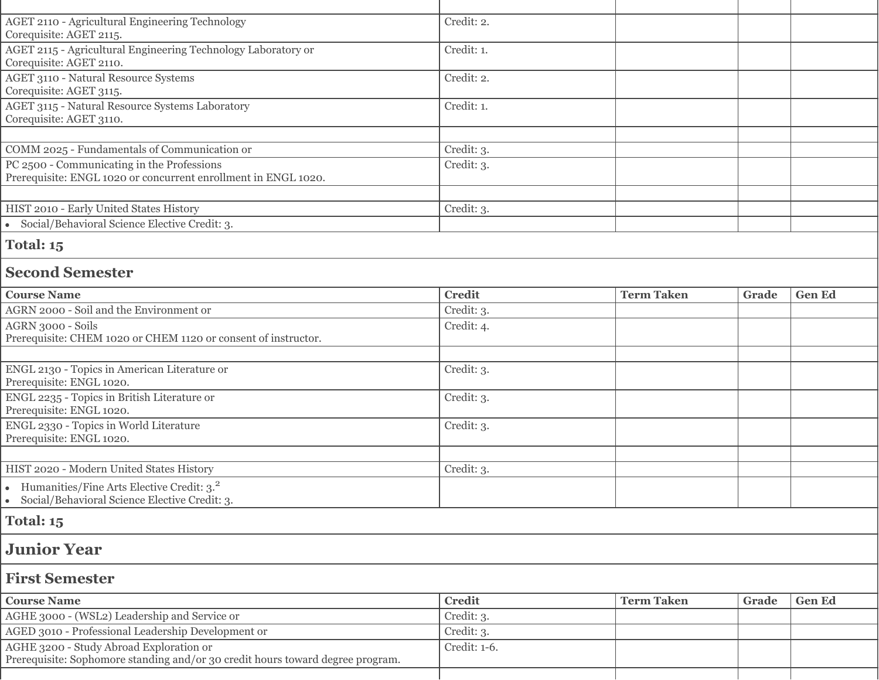| | | | | |
|---|---|---|---|---|
| AGET 2110 - Agricultural Engineering Technology<br>Corequisite: AGET 2115. | Credit: 2. | | | |
| AGET 2115 - Agricultural Engineering Technology Laboratory or<br>Corequisite: AGET 2110. | Credit: 1. | | | |
| AGET 3110 - Natural Resource Systems<br>Corequisite: AGET 3115. | Credit: 2. | | | |
| AGET 3115 - Natural Resource Systems Laboratory<br>Corequisite: AGET 3110. | Credit: 1. | | | |
| | | | | |
| COMM 2025 - Fundamentals of Communication or | Credit: 3. | | | |
| PC 2500 - Communicating in the Professions<br>Prerequisite: ENGL 1020 or concurrent enrollment in ENGL 1020. | Credit: 3. | | | |
| | | | | |
| HIST 2010 - Early United States History | Credit: 3. | | | |
| • Social/Behavioral Science Elective Credit: 3. | | | | |

**Total: 15**

### Second Semester

| Course Name | Credit | Term Taken | Grade | Gen Ed |
|---|---|---|---|---|
| AGRN 2000 - Soil and the Environment or | Credit: 3. | | | |
| AGRN 3000 - Soils<br>Prerequisite: CHEM 1020 or CHEM 1120 or consent of instructor. | Credit: 4. | | | |
| | | | | |
| ENGL 2130 - Topics in American Literature or<br>Prerequisite: ENGL 1020. | Credit: 3. | | | |
| ENGL 2235 - Topics in British Literature or<br>Prerequisite: ENGL 1020. | Credit: 3. | | | |
| ENGL 2330 - Topics in World Literature<br>Prerequisite: ENGL 1020. | Credit: 3. | | | |
| | | | | |
| HIST 2020 - Modern United States History | Credit: 3. | | | |
| • Humanities/Fine Arts Elective Credit: 3.[2]<br>• Social/Behavioral Science Elective Credit: 3. | | | | |

**Total: 15**

## Junior Year

### First Semester

| Course Name | Credit | Term Taken | Grade | Gen Ed |
|---|---|---|---|---|
| AGHE 3000 - (WSL2) Leadership and Service or | Credit: 3. | | | |
| AGED 3010 - Professional Leadership Development or | Credit: 3. | | | |
| AGHE 3200 - Study Abroad Exploration or<br>Prerequisite: Sophomore standing and/or 30 credit hours toward degree program. | Credit: 1-6. | | | |
| | | | | |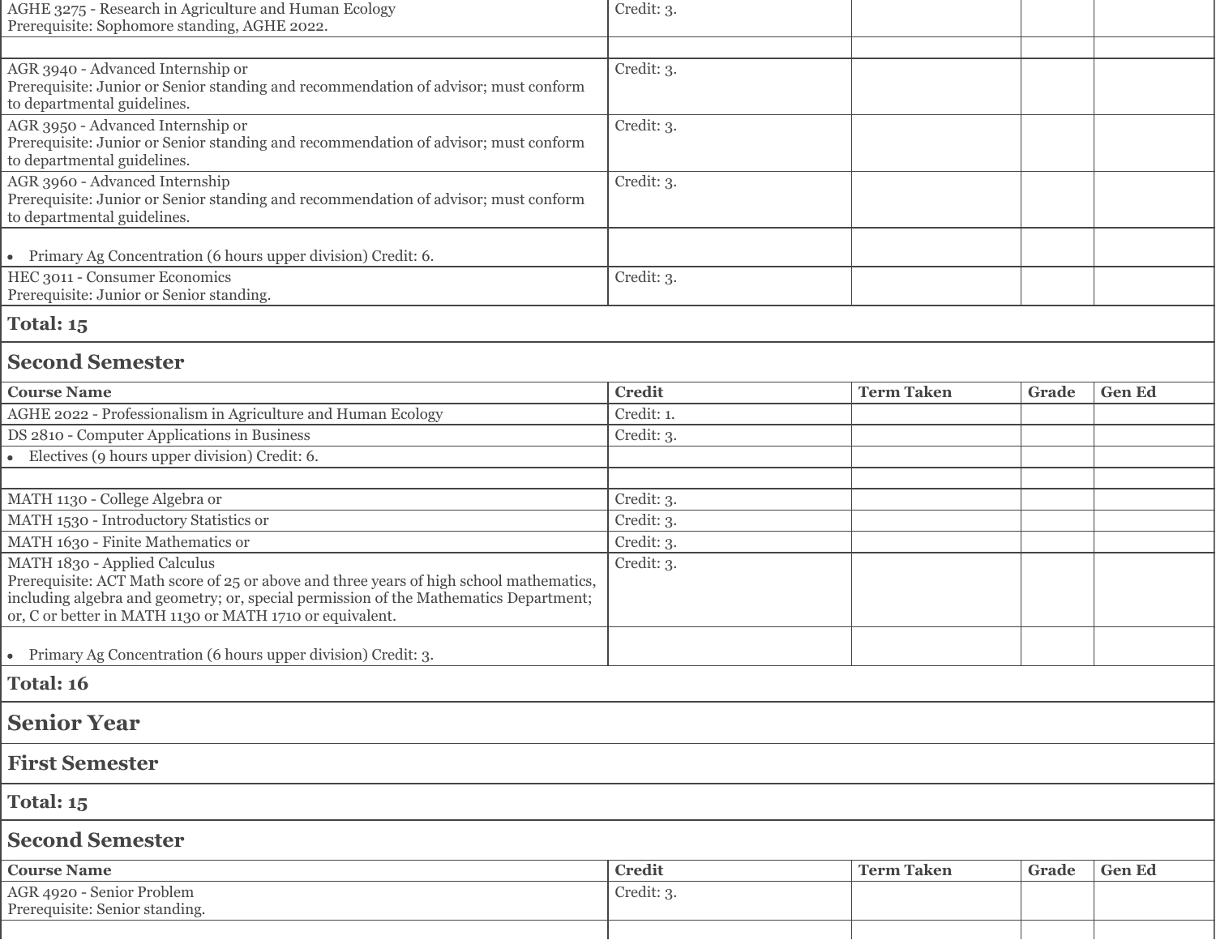| Course Name | Credit | Term Taken | Grade | Gen Ed |
|---|---|---|---|---|
| AGHE 3275 - Research in Agriculture and Human Ecology<br>Prerequisite: Sophomore standing, AGHE 2022. | Credit: 3. | | | |
| | | | | |
| AGR 3940 - Advanced Internship or<br>Prerequisite: Junior or Senior standing and recommendation of advisor; must conform to departmental guidelines. | Credit: 3. | | | |
| AGR 3950 - Advanced Internship or<br>Prerequisite: Junior or Senior standing and recommendation of advisor; must conform to departmental guidelines. | Credit: 3. | | | |
| AGR 3960 - Advanced Internship<br>Prerequisite: Junior or Senior standing and recommendation of advisor; must conform to departmental guidelines. | Credit: 3. | | | |
| • Primary Ag Concentration (6 hours upper division) Credit: 6. | | | | |
| HEC 3011 - Consumer Economics<br>Prerequisite: Junior or Senior standing. | Credit: 3. | | | |

**Total: 15**

### Second Semester

| Course Name | Credit | Term Taken | Grade | Gen Ed |
|---|---|---|---|---|
| AGHE 2022 - Professionalism in Agriculture and Human Ecology | Credit: 1. | | | |
| DS 2810 - Computer Applications in Business | Credit: 3. | | | |
| • Electives (9 hours upper division) Credit: 6. | | | | |
| | | | | |
| MATH 1130 - College Algebra or | Credit: 3. | | | |
| MATH 1530 - Introductory Statistics or | Credit: 3. | | | |
| MATH 1630 - Finite Mathematics or | Credit: 3. | | | |
| MATH 1830 - Applied Calculus<br>Prerequisite: ACT Math score of 25 or above and three years of high school mathematics, including algebra and geometry; or, special permission of the Mathematics Department; or, C or better in MATH 1130 or MATH 1710 or equivalent. | Credit: 3. | | | |
| • Primary Ag Concentration (6 hours upper division) Credit: 3. | | | | |

**Total: 16**

## Senior Year

### First Semester

**Total: 15**

### Second Semester

| Course Name | Credit | Term Taken | Grade | Gen Ed |
|---|---|---|---|---|
| AGR 4920 - Senior Problem<br>Prerequisite: Senior standing. | Credit: 3. | | | |
| | | | | |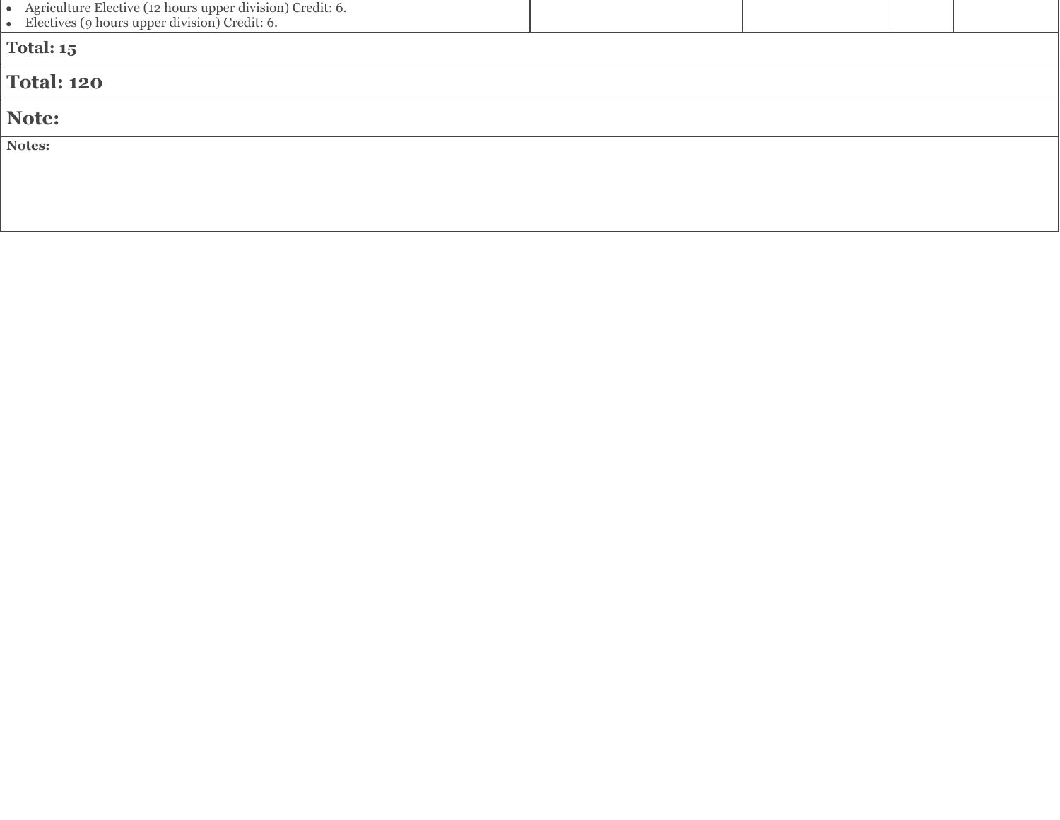| | | | | |
|---|---|---|---|---|
| • Agriculture Elective (12 hours upper division) Credit: 6.<br>• Electives (9 hours upper division) Credit: 6. | | | | |

**Total: 15**

## Total: 120

## Note:

**Notes:**